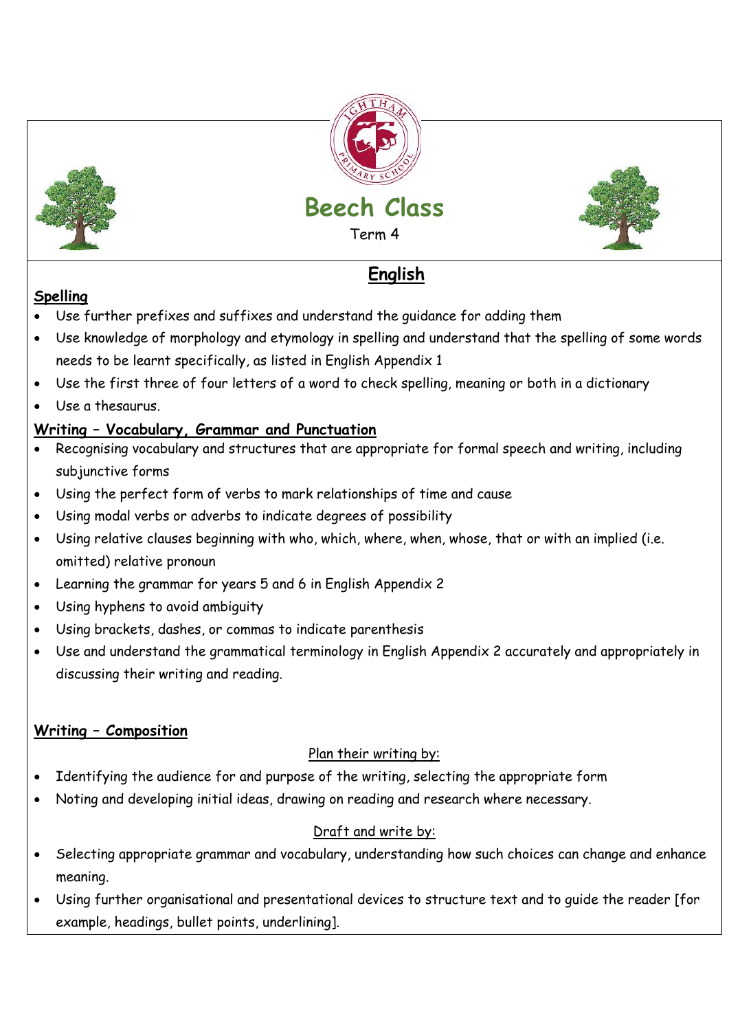# Beech Class

Term 4

## English

### Spelling

- Use further prefixes and suffixes and understand the guidance for adding them
- Use knowledge of morphology and etymology in spelling and understand that the spelling of some words needs to be learnt specifically, as listed in English Appendix 1
- Use the first three of four letters of a word to check spelling, meaning or both in a dictionary
- Use a thesaurus.

### Writing – Vocabulary, Grammar and Punctuation

- Recognising vocabulary and structures that are appropriate for formal speech and writing, including subjunctive forms
- Using the perfect form of verbs to mark relationships of time and cause
- Using modal verbs or adverbs to indicate degrees of possibility
- Using relative clauses beginning with who, which, where, when, whose, that or with an implied (i.e. omitted) relative pronoun
- Learning the grammar for years 5 and 6 in English Appendix 2
- Using hyphens to avoid ambiguity
- Using brackets, dashes, or commas to indicate parenthesis
- Use and understand the grammatical terminology in English Appendix 2 accurately and appropriately in discussing their writing and reading.

### Writing – Composition

Plan their writing by:

- Identifying the audience for and purpose of the writing, selecting the appropriate form
- Noting and developing initial ideas, drawing on reading and research where necessary.

Draft and write by:

- Selecting appropriate grammar and vocabulary, understanding how such choices can change and enhance meaning.
- Using further organisational and presentational devices to structure text and to guide the reader [for example, headings, bullet points, underlining].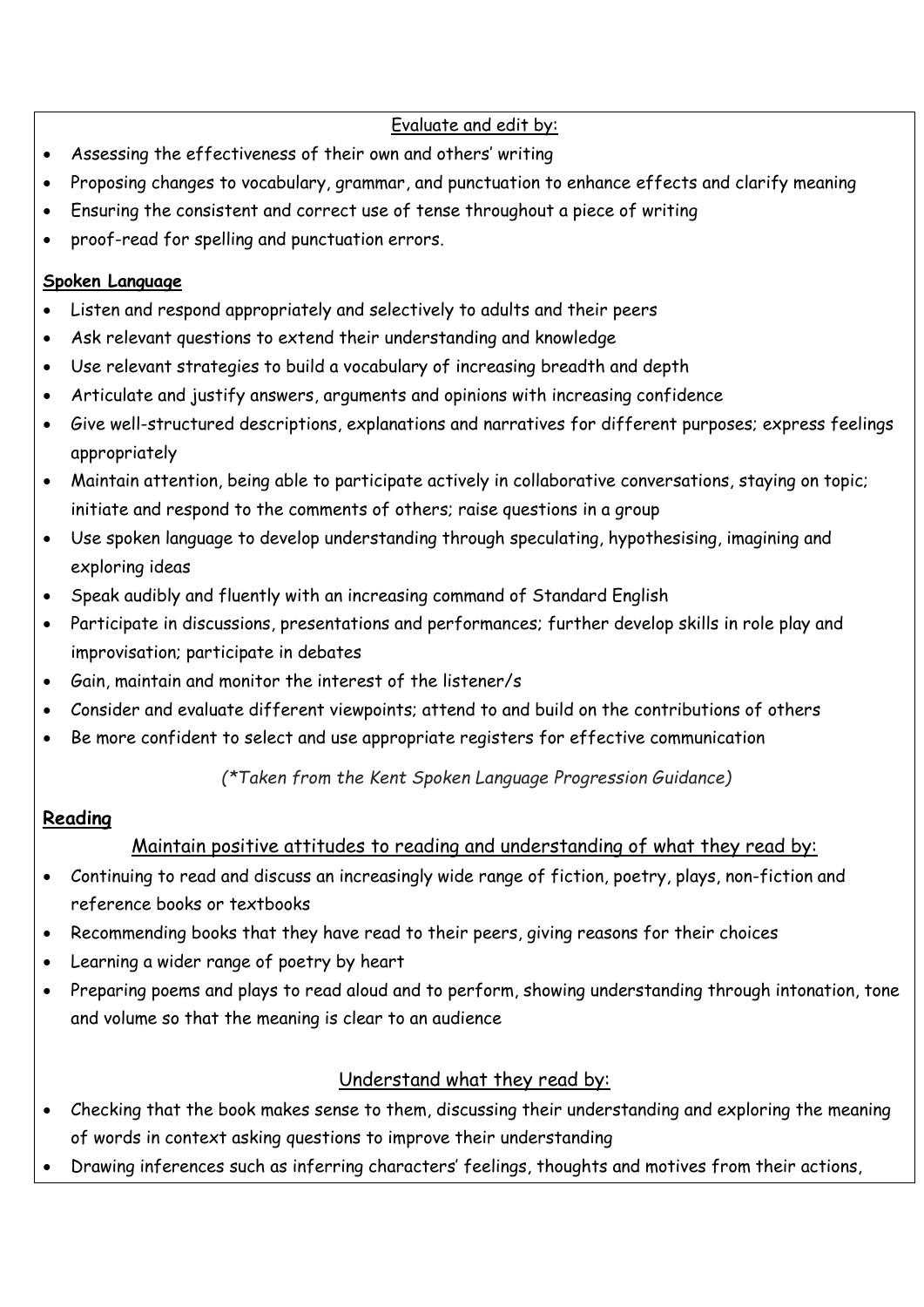Evaluate and edit by:

- Assessing the effectiveness of their own and others' writing
- Proposing changes to vocabulary, grammar, and punctuation to enhance effects and clarify meaning
- Ensuring the consistent and correct use of tense throughout a piece of writing
- proof-read for spelling and punctuation errors.

**Spoken Language**

- Listen and respond appropriately and selectively to adults and their peers
- Ask relevant questions to extend their understanding and knowledge
- Use relevant strategies to build a vocabulary of increasing breadth and depth
- Articulate and justify answers, arguments and opinions with increasing confidence
- Give well-structured descriptions, explanations and narratives for different purposes; express feelings appropriately
- Maintain attention, being able to participate actively in collaborative conversations, staying on topic; initiate and respond to the comments of others; raise questions in a group
- Use spoken language to develop understanding through speculating, hypothesising, imagining and exploring ideas
- Speak audibly and fluently with an increasing command of Standard English
- Participate in discussions, presentations and performances; further develop skills in role play and improvisation; participate in debates
- Gain, maintain and monitor the interest of the listener/s
- Consider and evaluate different viewpoints; attend to and build on the contributions of others
- Be more confident to select and use appropriate registers for effective communication

*(*Taken from the Kent Spoken Language Progression Guidance)*

**Reading**

Maintain positive attitudes to reading and understanding of what they read by:

- Continuing to read and discuss an increasingly wide range of fiction, poetry, plays, non-fiction and reference books or textbooks
- Recommending books that they have read to their peers, giving reasons for their choices
- Learning a wider range of poetry by heart
- Preparing poems and plays to read aloud and to perform, showing understanding through intonation, tone and volume so that the meaning is clear to an audience

Understand what they read by:

- Checking that the book makes sense to them, discussing their understanding and exploring the meaning of words in context asking questions to improve their understanding
- Drawing inferences such as inferring characters' feelings, thoughts and motives from their actions,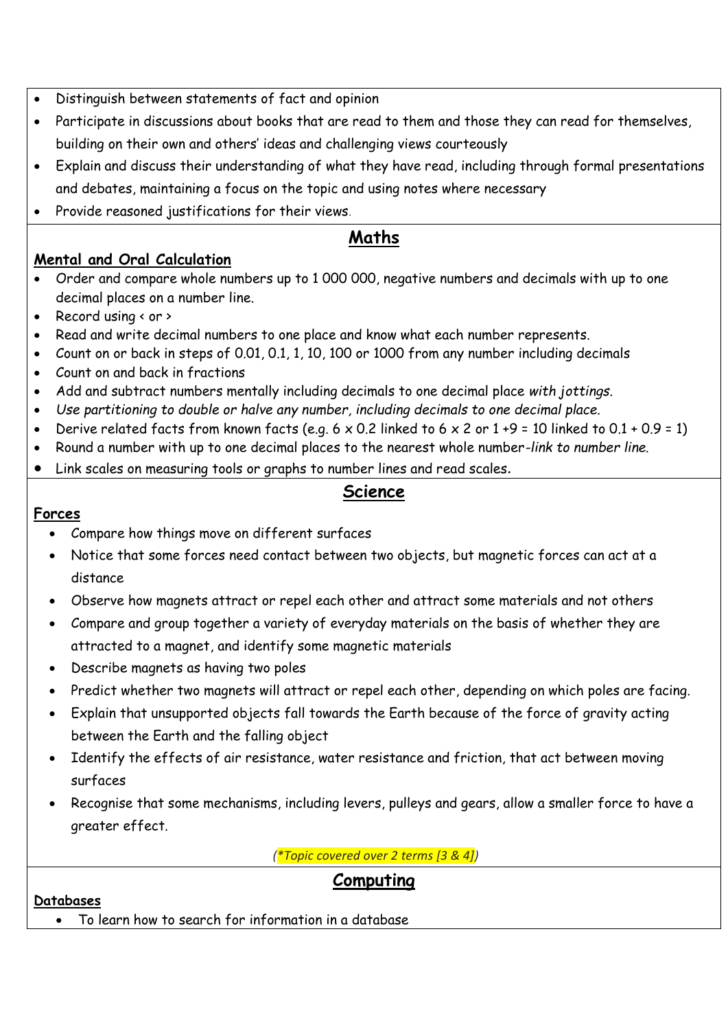- Distinguish between statements of fact and opinion
- Participate in discussions about books that are read to them and those they can read for themselves, building on their own and others' ideas and challenging views courteously
- Explain and discuss their understanding of what they have read, including through formal presentations and debates, maintaining a focus on the topic and using notes where necessary
- Provide reasoned justifications for their views.

## Maths

**Mental and Oral Calculation**

- Order and compare whole numbers up to 1 000 000, negative numbers and decimals with up to one decimal places on a number line.
- Record using < or >
- Read and write decimal numbers to one place and know what each number represents.
- Count on or back in steps of 0.01, 0.1, 1, 10, 100 or 1000 from any number including decimals
- Count on and back in fractions
- Add and subtract numbers mentally including decimals to one decimal place *with jottings.*
- *Use partitioning to double or halve any number, including decimals to one decimal place.*
- Derive related facts from known facts (e.g. 6 x 0.2 linked to 6 x 2 or 1 +9 = 10 linked to 0.1 + 0.9 = 1)
- Round a number with up to one decimal places to the nearest whole number-*link to number line.*
- Link scales on measuring tools or graphs to number lines and read scales.

## Science

**Forces**

- Compare how things move on different surfaces
- Notice that some forces need contact between two objects, but magnetic forces can act at a distance
- Observe how magnets attract or repel each other and attract some materials and not others
- Compare and group together a variety of everyday materials on the basis of whether they are attracted to a magnet, and identify some magnetic materials
- Describe magnets as having two poles
- Predict whether two magnets will attract or repel each other, depending on which poles are facing.
- Explain that unsupported objects fall towards the Earth because of the force of gravity acting between the Earth and the falling object
- Identify the effects of air resistance, water resistance and friction, that act between moving surfaces
- Recognise that some mechanisms, including levers, pulleys and gears, allow a smaller force to have a greater effect.

*(*Topic covered over 2 terms [3 & 4])*

## Computing

**Databases**

- To learn how to search for information in a database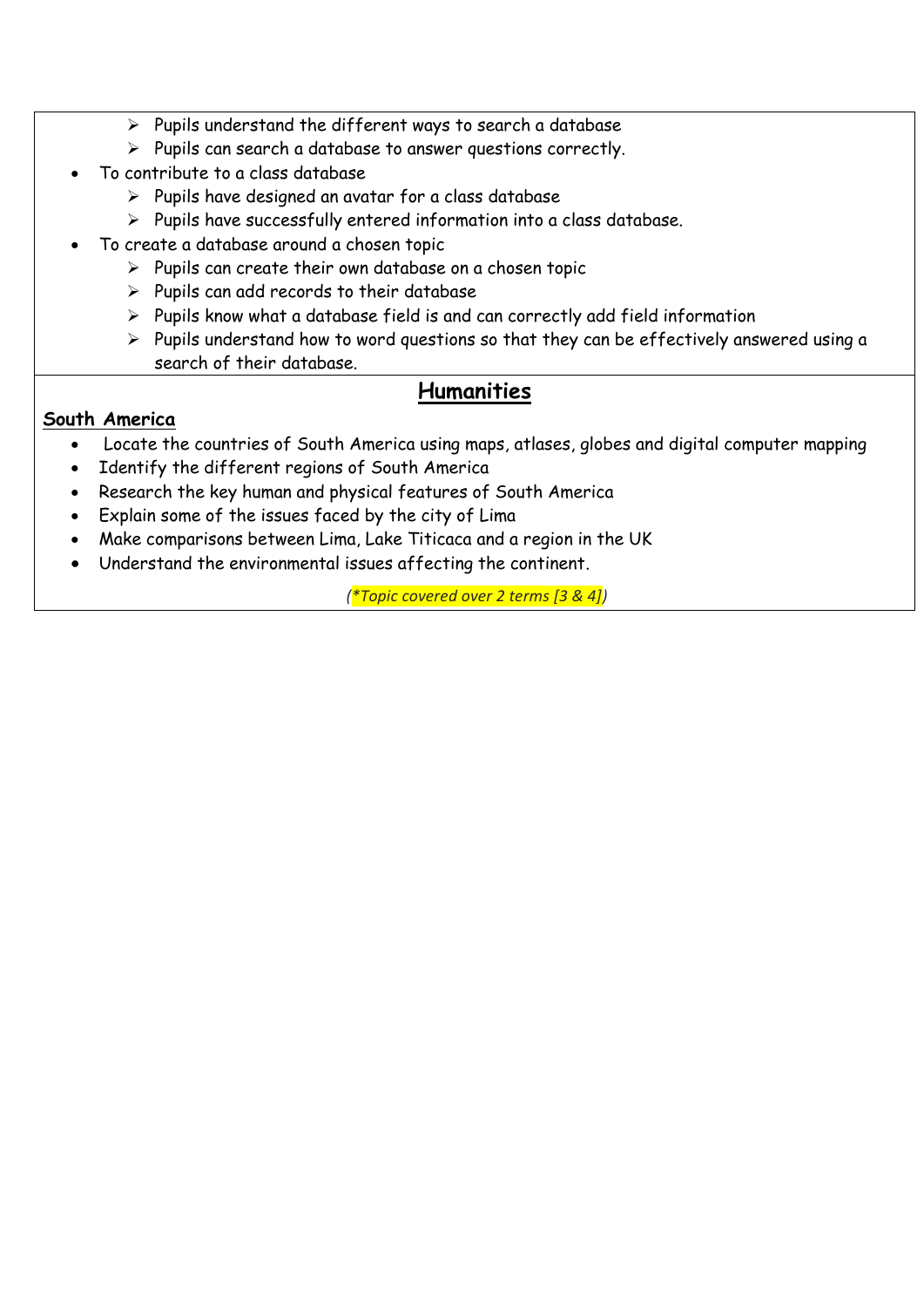- Pupils understand the different ways to search a database
    - Pupils can search a database to answer questions correctly.
- To contribute to a class database
    - Pupils have designed an avatar for a class database
    - Pupils have successfully entered information into a class database.
- To create a database around a chosen topic
    - Pupils can create their own database on a chosen topic
    - Pupils can add records to their database
    - Pupils know what a database field is and can correctly add field information
    - Pupils understand how to word questions so that they can be effectively answered using a search of their database.

## Humanities

**South America**

- Locate the countries of South America using maps, atlases, globes and digital computer mapping
- Identify the different regions of South America
- Research the key human and physical features of South America
- Explain some of the issues faced by the city of Lima
- Make comparisons between Lima, Lake Titicaca and a region in the UK
- Understand the environmental issues affecting the continent.

*(*Topic covered over 2 terms [3 & 4])*